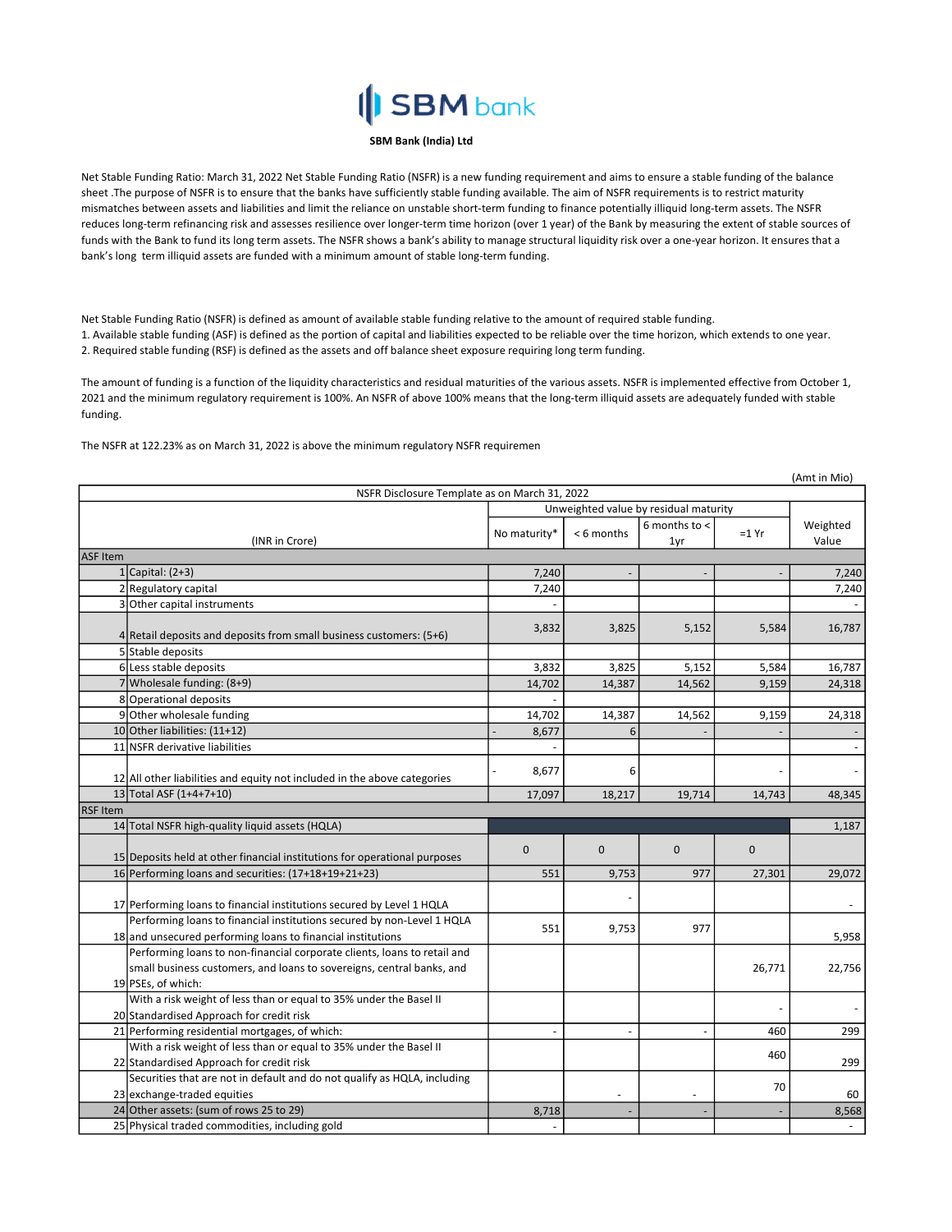# SBM bank

**SBM Bank (India) Ltd**

Net Stable Funding Ratio: March 31, 2022 Net Stable Funding Ratio (NSFR) is a new funding requirement and aims to ensure a stable funding of the balance sheet .The purpose of NSFR is to ensure that the banks have sufficiently stable funding available. The aim of NSFR requirements is to restrict maturity mismatches between assets and liabilities and limit the reliance on unstable short-term funding to finance potentially illiquid long-term assets. The NSFR reduces long-term refinancing risk and assesses resilience over longer-term time horizon (over 1 year) of the Bank by measuring the extent of stable sources of funds with the Bank to fund its long term assets. The NSFR shows a bank's ability to manage structural liquidity risk over a one-year horizon. It ensures that a bank's long term illiquid assets are funded with a minimum amount of stable long-term funding.

Net Stable Funding Ratio (NSFR) is defined as amount of available stable funding relative to the amount of required stable funding.
1. Available stable funding (ASF) is defined as the portion of capital and liabilities expected to be reliable over the time horizon, which extends to one year.
2. Required stable funding (RSF) is defined as the assets and off balance sheet exposure requiring long term funding.

The amount of funding is a function of the liquidity characteristics and residual maturities of the various assets. NSFR is implemented effective from October 1, 2021 and the minimum regulatory requirement is 100%. An NSFR of above 100% means that the long-term illiquid assets are adequately funded with stable funding.

The NSFR at 122.23% as on March 31, 2022 is above the minimum regulatory NSFR requiremen

(Amt in Mio)

| NSFR Disclosure Template as on March 31, 2022 | | | | | | |
|---|---|---|---|---|---|---|
| | | Unweighted value by residual maturity | | | | |
| | (INR in Crore) | No maturity* | < 6 months | 6 months to < 1yr | =1 Yr | Weighted Value |
| **ASF Item** | | | | | | |
| 1 | Capital: (2+3) | 7,240 | - | - | - | 7,240 |
| 2 | Regulatory capital | 7,240 | | | | 7,240 |
| 3 | Other capital instruments | - | | | | - |
| 4 | Retail deposits and deposits from small business customers: (5+6) | 3,832 | 3,825 | 5,152 | 5,584 | 16,787 |
| 5 | Stable deposits | | | | | |
| 6 | Less stable deposits | 3,832 | 3,825 | 5,152 | 5,584 | 16,787 |
| 7 | Wholesale funding: (8+9) | 14,702 | 14,387 | 14,562 | 9,159 | 24,318 |
| 8 | Operational deposits | - | | | | |
| 9 | Other wholesale funding | 14,702 | 14,387 | 14,562 | 9,159 | 24,318 |
| 10 | Other liabilities: (11+12) | - 8,677 | 6 | - | - | - |
| 11 | NSFR derivative liabilities | - | | | | - |
| 12 | All other liabilities and equity not included in the above categories | - 8,677 | 6 | | - | - |
| 13 | Total ASF (1+4+7+10) | 17,097 | 18,217 | 19,714 | 14,743 | 48,345 |
| **RSF Item** | | | | | | |
| 14 | Total NSFR high-quality liquid assets (HQLA) | | | | | 1,187 |
| 15 | Deposits held at other financial institutions for operational purposes | 0 | 0 | 0 | 0 | |
| 16 | Performing loans and securities: (17+18+19+21+23) | 551 | 9,753 | 977 | 27,301 | 29,072 |
| 17 | Performing loans to financial institutions secured by Level 1 HQLA | | - | | | - |
| 18 | Performing loans to financial institutions secured by non-Level 1 HQLA and unsecured performing loans to financial institutions | 551 | 9,753 | 977 | | 5,958 |
| 19 | Performing loans to non-financial corporate clients, loans to retail and small business customers, and loans to sovereigns, central banks, and PSEs, of which: | | | | 26,771 | 22,756 |
| 20 | With a risk weight of less than or equal to 35% under the Basel II Standardised Approach for credit risk | | | | - | - |
| 21 | Performing residential mortgages, of which: | - | - | - | 460 | 299 |
| 22 | With a risk weight of less than or equal to 35% under the Basel II Standardised Approach for credit risk | | | | 460 | 299 |
| 23 | Securities that are not in default and do not qualify as HQLA, including exchange-traded equities | | - | - | 70 | 60 |
| 24 | Other assets: (sum of rows 25 to 29) | 8,718 | - | - | - | 8,568 |
| 25 | Physical traded commodities, including gold | - | | | | - |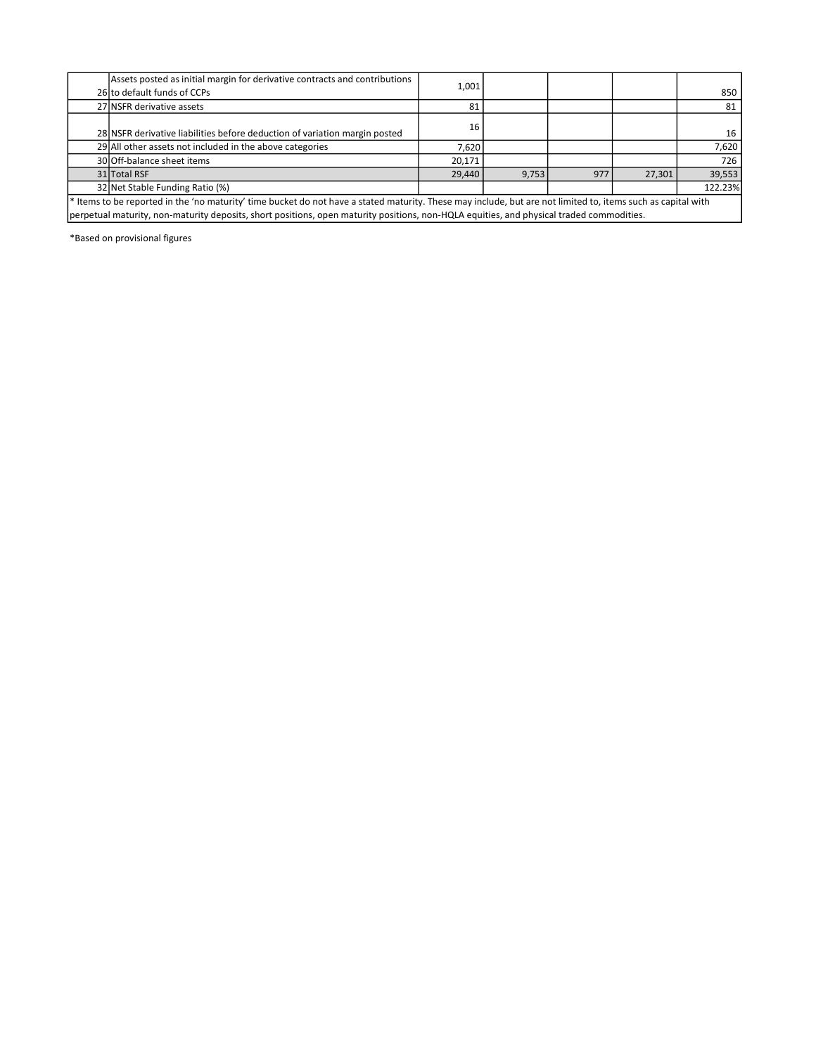| | | | | | | |
|---|---|---|---|---|---|---|
| 26 | Assets posted as initial margin for derivative contracts and contributions to default funds of CCPs | 1,001 | | | | 850 |
| 27 | NSFR derivative assets | 81 | | | | 81 |
| 28 | NSFR derivative liabilities before deduction of variation margin posted | 16 | | | | 16 |
| 29 | All other assets not included in the above categories | 7,620 | | | | 7,620 |
| 30 | Off-balance sheet items | 20,171 | | | | 726 |
| 31 | Total RSF | 29,440 | 9,753 | 977 | 27,301 | 39,553 |
| 32 | Net Stable Funding Ratio (%) | | | | | 122.23% |

* Items to be reported in the 'no maturity' time bucket do not have a stated maturity. These may include, but are not limited to, items such as capital with perpetual maturity, non-maturity deposits, short positions, open maturity positions, non-HQLA equities, and physical traded commodities.

*Based on provisional figures